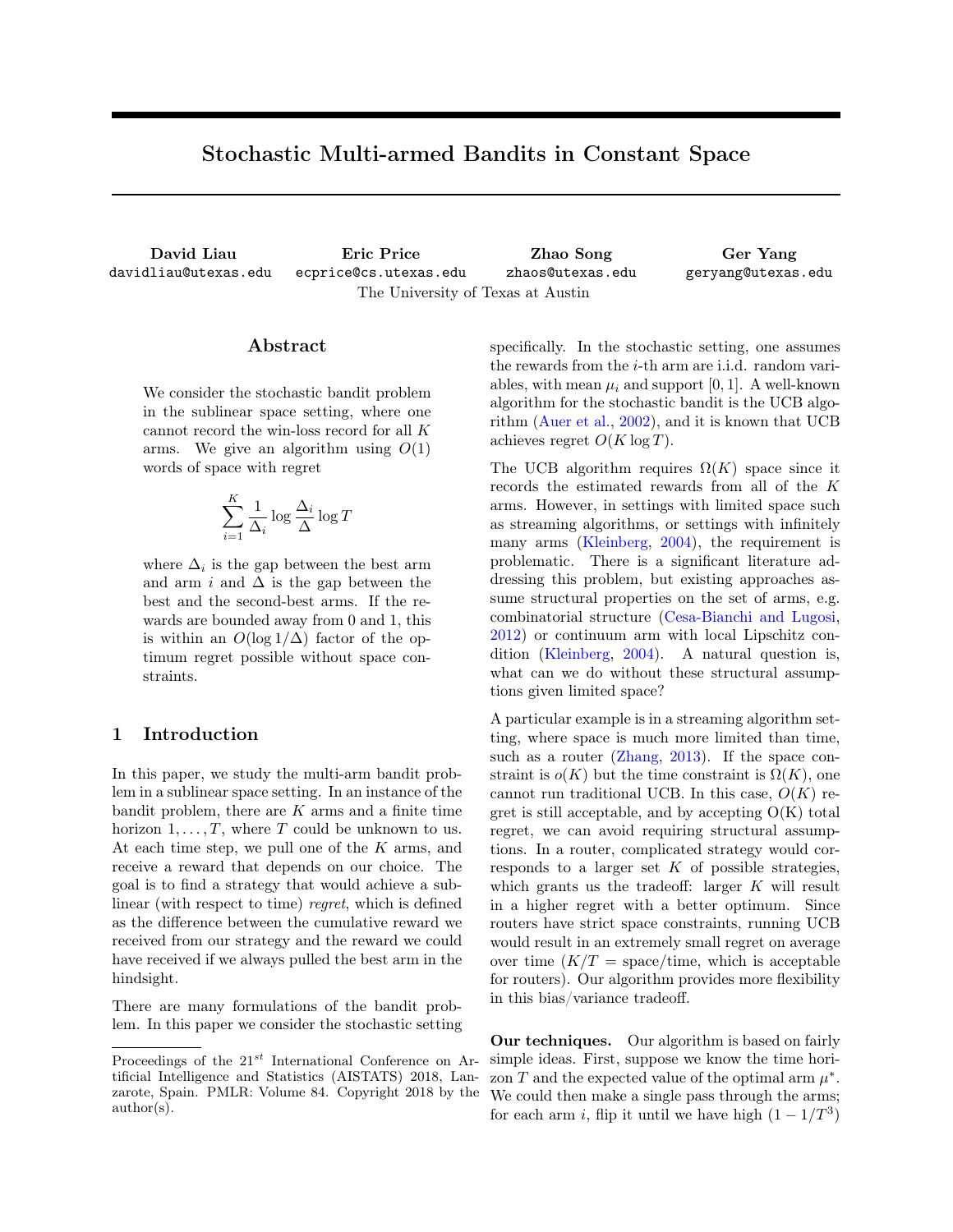# Stochastic Multi-armed Bandits in Constant Space

**David Liau**
davidliau@utexas.edu

**Eric Price**
ecprice@cs.utexas.edu

**Zhao Song**
zhaos@utexas.edu

**Ger Yang**
geryang@utexas.edu

The University of Texas at Austin

## Abstract

We consider the stochastic bandit problem in the sublinear space setting, where one cannot record the win-loss record for all $K$ arms. We give an algorithm using $O(1)$ words of space with regret

$$\sum_{i=1}^{K} \frac{1}{\Delta_i} \log \frac{\Delta_i}{\Delta} \log T$$

where $\Delta_i$ is the gap between the best arm and arm $i$ and $\Delta$ is the gap between the best and the second-best arms. If the rewards are bounded away from 0 and 1, this is within an $O(\log 1/\Delta)$ factor of the optimum regret possible without space constraints.

## 1 Introduction

In this paper, we study the multi-arm bandit problem in a sublinear space setting. In an instance of the bandit problem, there are $K$ arms and a finite time horizon $1, \ldots, T$, where $T$ could be unknown to us. At each time step, we pull one of the $K$ arms, and receive a reward that depends on our choice. The goal is to find a strategy that would achieve a sublinear (with respect to time) *regret*, which is defined as the difference between the cumulative reward we received from our strategy and the reward we could have received if we always pulled the best arm in the hindsight.

There are many formulations of the bandit problem. In this paper we consider the stochastic setting specifically. In the stochastic setting, one assumes the rewards from the $i$-th arm are i.i.d. random variables, with mean $\mu_i$ and support $[0, 1]$. A well-known algorithm for the stochastic bandit is the UCB algorithm (Auer et al., 2002), and it is known that UCB achieves regret $O(K \log T)$.

The UCB algorithm requires $\Omega(K)$ space since it records the estimated rewards from all of the $K$ arms. However, in settings with limited space such as streaming algorithms, or settings with infinitely many arms (Kleinberg, 2004), the requirement is problematic. There is a significant literature addressing this problem, but existing approaches assume structural properties on the set of arms, e.g. combinatorial structure (Cesa-Bianchi and Lugosi, 2012) or continuum arm with local Lipschitz condition (Kleinberg, 2004). A natural question is, what can we do without these structural assumptions given limited space?

A particular example is in a streaming algorithm setting, where space is much more limited than time, such as a router (Zhang, 2013). If the space constraint is $o(K)$ but the time constraint is $\Omega(K)$, one cannot run traditional UCB. In this case, $O(K)$ regret is still acceptable, and by accepting O(K) total regret, we can avoid requiring structural assumptions. In a router, complicated strategy would corresponds to a larger set $K$ of possible strategies, which grants us the tradeoff: larger $K$ will result in a higher regret with a better optimum. Since routers have strict space constraints, running UCB would result in an extremely small regret on average over time ($K/T$ = space/time, which is acceptable for routers). Our algorithm provides more flexibility in this bias/variance tradeoff.

**Our techniques.** Our algorithm is based on fairly simple ideas. First, suppose we know the time horizon $T$ and the expected value of the optimal arm $\mu^*$. We could then make a single pass through the arms; for each arm $i$, flip it until we have high $(1 - 1/T^3)$

Proceedings of the 21[st] International Conference on Artificial Intelligence and Statistics (AISTATS) 2018, Lanzarote, Spain. PMLR: Volume 84. Copyright 2018 by the author(s).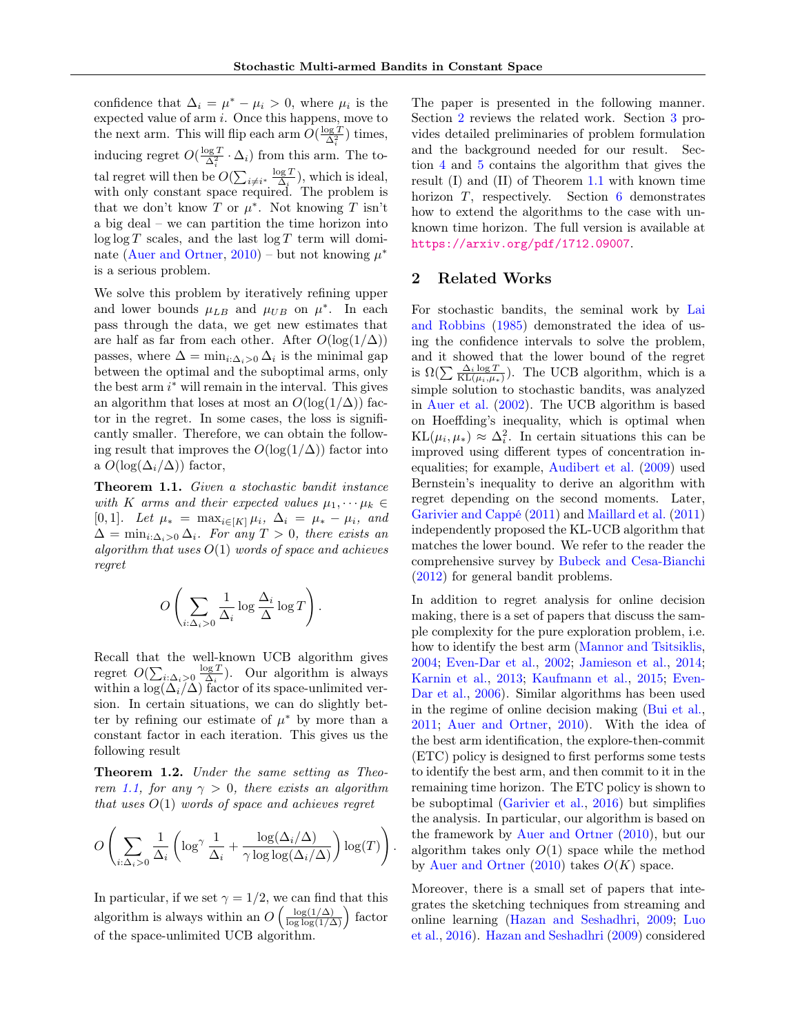confidence that $\Delta_i = \mu^* - \mu_i > 0$, where $\mu_i$ is the expected value of arm $i$. Once this happens, move to the next arm. This will flip each arm $O(\frac{\log T}{\Delta_i^2})$ times, inducing regret $O(\frac{\log T}{\Delta_i^2} \cdot \Delta_i)$ from this arm. The total regret will then be $O(\sum_{i \neq i^*} \frac{\log T}{\Delta_i})$, which is ideal, with only constant space required. The problem is that we don't know $T$ or $\mu^*$. Not knowing $T$ isn't a big deal – we can partition the time horizon into $\log \log T$ scales, and the last $\log T$ term will dominate (Auer and Ortner, 2010) – but not knowing $\mu^*$ is a serious problem.

We solve this problem by iteratively refining upper and lower bounds $\mu_{LB}$ and $\mu_{UB}$ on $\mu^*$. In each pass through the data, we get new estimates that are half as far from each other. After $O(\log(1/\Delta))$ passes, where $\Delta = \min_{i:\Delta_i > 0} \Delta_i$ is the minimal gap between the optimal and the suboptimal arms, only the best arm $i^*$ will remain in the interval. This gives an algorithm that loses at most an $O(\log(1/\Delta))$ factor in the regret. In some cases, the loss is significantly smaller. Therefore, we can obtain the following result that improves the $O(\log(1/\Delta))$ factor into a $O(\log(\Delta_i/\Delta))$ factor,

**Theorem 1.1.** *Given a stochastic bandit instance with $K$ arms and their expected values $\mu_1, \cdots \mu_k \in [0, 1]$. Let $\mu_* = \max_{i \in [K]} \mu_i$, $\Delta_i = \mu_* - \mu_i$, and $\Delta = \min_{i:\Delta_i > 0} \Delta_i$. For any $T > 0$, there exists an algorithm that uses $O(1)$ words of space and achieves regret*

$$O\left(\sum_{i:\Delta_i > 0} \frac{1}{\Delta_i} \log \frac{\Delta_i}{\Delta} \log T\right).$$

Recall that the well-known UCB algorithm gives regret $O(\sum_{i:\Delta_i > 0} \frac{\log T}{\Delta_i})$. Our algorithm is always within a $\log(\Delta_i/\Delta)$ factor of its space-unlimited version. In certain situations, we can do slightly better by refining our estimate of $\mu^*$ by more than a constant factor in each iteration. This gives us the following result

**Theorem 1.2.** *Under the same setting as Theorem 1.1, for any $\gamma > 0$, there exists an algorithm that uses $O(1)$ words of space and achieves regret*

$$O\left(\sum_{i:\Delta_i > 0} \frac{1}{\Delta_i} \left(\log^{\gamma} \frac{1}{\Delta_i} + \frac{\log(\Delta_i/\Delta)}{\gamma \log \log(\Delta_i/\Delta)}\right) \log(T)\right).$$

In particular, if we set $\gamma = 1/2$, we can find that this algorithm is always within an $O\left(\frac{\log(1/\Delta)}{\log \log(1/\Delta)}\right)$ factor of the space-unlimited UCB algorithm.

The paper is presented in the following manner. Section 2 reviews the related work. Section 3 provides detailed preliminaries of problem formulation and the background needed for our result. Section 4 and 5 contains the algorithm that gives the result (I) and (II) of Theorem 1.1 with known time horizon $T$, respectively. Section 6 demonstrates how to extend the algorithms to the case with unknown time horizon. The full version is available at https://arxiv.org/pdf/1712.09007.

## 2 Related Works

For stochastic bandits, the seminal work by Lai and Robbins (1985) demonstrated the idea of using the confidence intervals to solve the problem, and it showed that the lower bound of the regret is $\Omega(\sum \frac{\Delta_i \log T}{\mathrm{KL}(\mu_i, \mu_*)})$. The UCB algorithm, which is a simple solution to stochastic bandits, was analyzed in Auer et al. (2002). The UCB algorithm is based on Hoeffding's inequality, which is optimal when $\mathrm{KL}(\mu_i, \mu_*) \approx \Delta_i^2$. In certain situations this can be improved using different types of concentration inequalities; for example, Audibert et al. (2009) used Bernstein's inequality to derive an algorithm with regret depending on the second moments. Later, Garivier and Cappé (2011) and Maillard et al. (2011) independently proposed the KL-UCB algorithm that matches the lower bound. We refer to the reader the comprehensive survey by Bubeck and Cesa-Bianchi (2012) for general bandit problems.

In addition to regret analysis for online decision making, there is a set of papers that discuss the sample complexity for the pure exploration problem, i.e. how to identify the best arm (Mannor and Tsitsiklis, 2004; Even-Dar et al., 2002; Jamieson et al., 2014; Karnin et al., 2013; Kaufmann et al., 2015; Even-Dar et al., 2006). Similar algorithms has been used in the regime of online decision making (Bui et al., 2011; Auer and Ortner, 2010). With the idea of the best arm identification, the explore-then-commit (ETC) policy is designed to first performs some tests to identify the best arm, and then commit to it in the remaining time horizon. The ETC policy is shown to be suboptimal (Garivier et al., 2016) but simplifies the analysis. In particular, our algorithm is based on the framework by Auer and Ortner (2010), but our algorithm takes only $O(1)$ space while the method by Auer and Ortner (2010) takes $O(K)$ space.

Moreover, there is a small set of papers that integrates the sketching techniques from streaming and online learning (Hazan and Seshadhri, 2009; Luo et al., 2016). Hazan and Seshadhri (2009) considered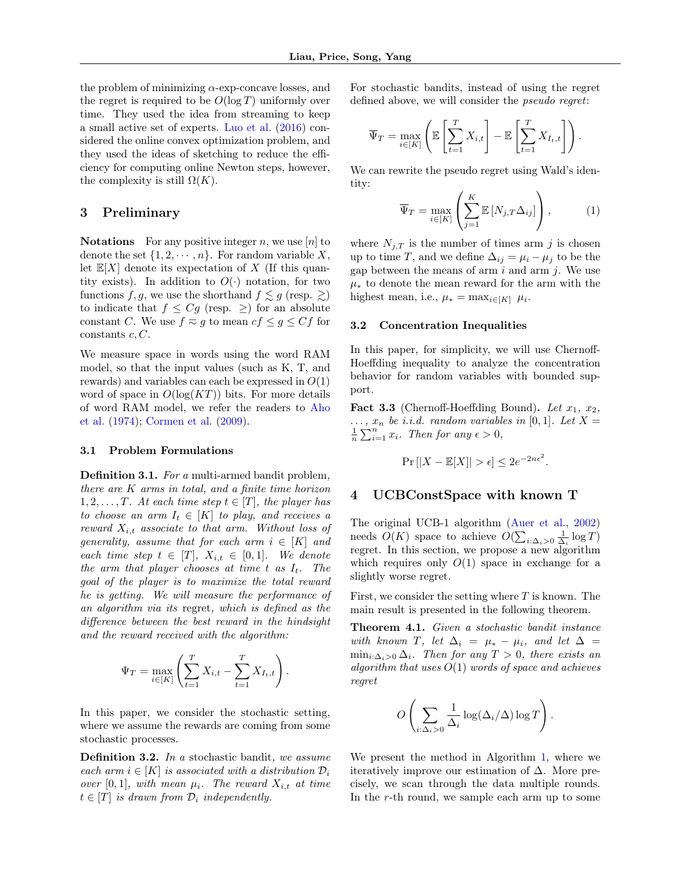the problem of minimizing $\alpha$-exp-concave losses, and the regret is required to be $O(\log T)$ uniformly over time. They used the idea from streaming to keep a small active set of experts. Luo et al. (2016) considered the online convex optimization problem, and they used the ideas of sketching to reduce the efficiency for computing online Newton steps, however, the complexity is still $\Omega(K)$.

## 3 Preliminary

**Notations** For any positive integer $n$, we use $[n]$ to denote the set $\{1, 2, \cdots, n\}$. For random variable $X$, let $\mathbb{E}[X]$ denote its expectation of $X$ (If this quantity exists). In addition to $O(\cdot)$ notation, for two functions $f, g$, we use the shorthand $f \lesssim g$ (resp. $\gtrsim$) to indicate that $f \leq Cg$ (resp. $\geq$) for an absolute constant $C$. We use $f \eqsim g$ to mean $cf \leq g \leq Cf$ for constants $c, C$.

We measure space in words using the word RAM model, so that the input values (such as K, T, and rewards) and variables can each be expressed in $O(1)$ word of space in $O(\log(KT))$ bits. For more details of word RAM model, we refer the readers to Aho et al. (1974); Cormen et al. (2009).

### 3.1 Problem Formulations

**Definition 3.1.** *For a* multi-armed bandit problem, *there are $K$ arms in total, and a finite time horizon $1, 2, \ldots, T$. At each time step $t \in [T]$, the player has to choose an arm $I_t \in [K]$ to play, and receives a reward $X_{i,t}$ associate to that arm. Without loss of generality, assume that for each arm $i \in [K]$ and each time step $t \in [T]$, $X_{i,t} \in [0, 1]$. We denote the arm that player chooses at time $t$ as $I_t$. The goal of the player is to maximize the total reward he is getting. We will measure the performance of an algorithm via its* regret*, which is defined as the difference between the best reward in the hindsight and the reward received with the algorithm:*

$$\Psi_T = \max_{i \in [K]} \left( \sum_{t=1}^{T} X_{i,t} - \sum_{t=1}^{T} X_{I_t,t} \right).$$

In this paper, we consider the stochastic setting, where we assume the rewards are coming from some stochastic processes.

**Definition 3.2.** *In a* stochastic bandit, *we assume each arm $i \in [K]$ is associated with a distribution $\mathcal{D}_i$ over $[0, 1]$, with mean $\mu_i$. The reward $X_{i,t}$ at time $t \in [T]$ is drawn from $\mathcal{D}_i$ independently.*

For stochastic bandits, instead of using the regret defined above, we will consider the *pseudo regret*:

$$\overline{\Psi}_T = \max_{i \in [K]} \left( \mathbb{E}\left[ \sum_{t=1}^{T} X_{i,t} \right] - \mathbb{E}\left[ \sum_{t=1}^{T} X_{I_t,t} \right] \right).$$

We can rewrite the pseudo regret using Wald's identity:

$$\overline{\Psi}_T = \max_{i \in [K]} \left( \sum_{j=1}^{K} \mathbb{E}\left[ N_{j,T} \Delta_{ij} \right] \right), \tag{1}$$

where $N_{j,T}$ is the number of times arm $j$ is chosen up to time $T$, and we define $\Delta_{ij} = \mu_i - \mu_j$ to be the gap between the means of arm $i$ and arm $j$. We use $\mu_*$ to denote the mean reward for the arm with the highest mean, i.e., $\mu_* = \max_{i \in [K]} \ \mu_i$.

### 3.2 Concentration Inequalities

In this paper, for simplicity, we will use Chernoff-Hoeffding inequality to analyze the concentration behavior for random variables with bounded support.

**Fact 3.3** (Chernoff-Hoeffding Bound)**.** *Let $x_1$, $x_2$, $\ldots$, $x_n$ be i.i.d. random variables in $[0, 1]$. Let $X = \frac{1}{n} \sum_{i=1}^{n} x_i$. Then for any $\epsilon > 0$,*

$$\Pr\left[ |X - \mathbb{E}[X]| > \epsilon \right] \leq 2e^{-2n\epsilon^2}.$$

## 4 UCBConstSpace with known T

The original UCB-1 algorithm (Auer et al., 2002) needs $O(K)$ space to achieve $O(\sum_{i:\Delta_i > 0} \frac{1}{\Delta_i} \log T)$ regret. In this section, we propose a new algorithm which requires only $O(1)$ space in exchange for a slightly worse regret.

First, we consider the setting where $T$ is known. The main result is presented in the following theorem.

**Theorem 4.1.** *Given a stochastic bandit instance with known $T$, let $\Delta_i = \mu_* - \mu_i$, and let $\Delta = \min_{i:\Delta_i > 0} \Delta_i$. Then for any $T > 0$, there exists an algorithm that uses $O(1)$ words of space and achieves regret*

$$O\left( \sum_{i:\Delta_i > 0} \frac{1}{\Delta_i} \log(\Delta_i / \Delta) \log T \right).$$

We present the method in Algorithm 1, where we iteratively improve our estimation of $\Delta$. More precisely, we scan through the data multiple rounds. In the $r$-th round, we sample each arm up to some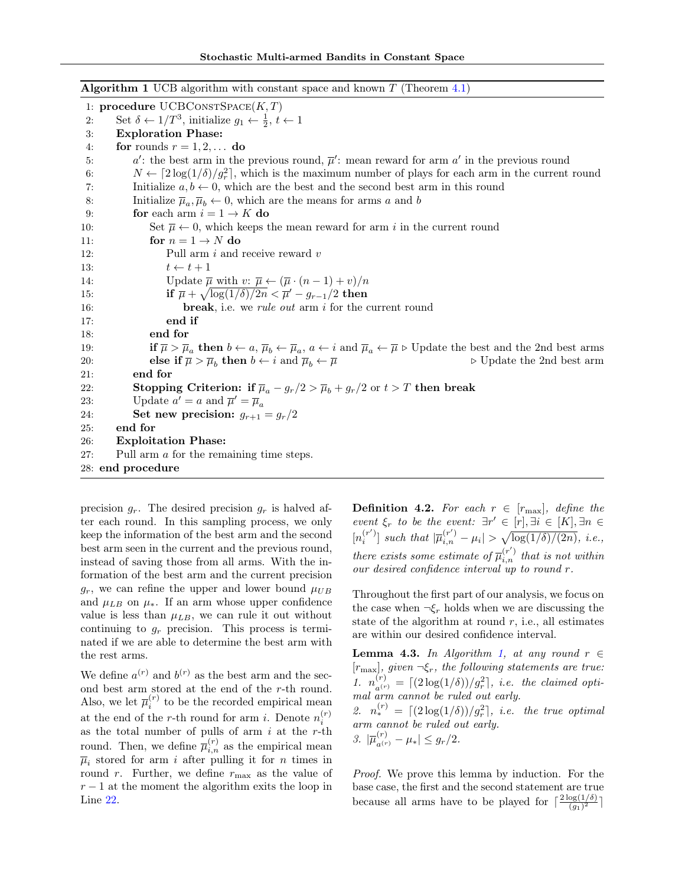**Algorithm 1** UCB algorithm with constant space and known $T$ (Theorem 4.1)

```
1: procedure UCBConstSpace(K, T)
2:     Set δ ← 1/T^3, initialize g_1 ← 1/2, t ← 1
3:     Exploration Phase:
4:     for rounds r = 1, 2, ... do
5:         a': the best arm in the previous round, μ̄': mean reward for arm a' in the previous round
6:         N ← ⌈2 log(1/δ)/g_r^2⌉, which is the maximum number of plays for each arm in the current round
7:         Initialize a, b ← 0, which are the best and the second best arm in this round
8:         Initialize μ̄_a, μ̄_b ← 0, which are the means for arms a and b
9:         for each arm i = 1 → K do
10:            Set μ̄ ← 0, which keeps the mean reward for arm i in the current round
11:            for n = 1 → N do
12:                Pull arm i and receive reward v
13:                t ← t + 1
14:                Update μ̄ with v: μ̄ ← (μ̄ · (n − 1) + v)/n
15:                if μ̄ + sqrt(log(1/δ)/2n) < μ̄' − g_{r−1}/2 then
16:                    break, i.e. we rule out arm i for the current round
17:                end if
18:            end for
19:            if μ̄ > μ̄_a then b ← a, μ̄_b ← μ̄_a, a ← i and μ̄_a ← μ̄   ▷ Update the best and the 2nd best arms
20:            else if μ̄ > μ̄_b then b ← i and μ̄_b ← μ̄                  ▷ Update the 2nd best arm
21:        end for
22:        Stopping Criterion: if μ̄_a − g_r/2 > μ̄_b + g_r/2 or t > T then break
23:        Update a' = a and μ̄' = μ̄_a
24:        Set new precision: g_{r+1} = g_r/2
25:    end for
26:    Exploitation Phase:
27:    Pull arm a for the remaining time steps.
28: end procedure
```

precision $g_r$. The desired precision $g_r$ is halved after each round. In this sampling process, we only keep the information of the best arm and the second best arm seen in the current and the previous round, instead of saving those from all arms. With the information of the best arm and the current precision $g_r$, we can refine the upper and lower bound $\mu_{UB}$ and $\mu_{LB}$ on $\mu_*$. If an arm whose upper confidence value is less than $\mu_{LB}$, we can rule it out without continuing to $g_r$ precision. This process is terminated if we are able to determine the best arm with the rest arms.

We define $a^{(r)}$ and $b^{(r)}$ as the best arm and the second best arm stored at the end of the $r$-th round. Also, we let $\overline{\mu}_i^{(r)}$ to be the recorded empirical mean at the end of the $r$-th round for arm $i$. Denote $n_i^{(r)}$ as the total number of pulls of arm $i$ at the $r$-th round. Then, we define $\overline{\mu}_{i,n}^{(r)}$ as the empirical mean $\overline{\mu}_i$ stored for arm $i$ after pulling it for $n$ times in round $r$. Further, we define $r_{\max}$ as the value of $r-1$ at the moment the algorithm exits the loop in Line 22.

**Definition 4.2.** *For each $r \in [r_{\max}]$, define the event $\xi_r$ to be the event: $\exists r' \in [r], \exists i \in [K], \exists n \in [n_i^{(r')}]$ such that $|\overline{\mu}_{i,n}^{(r')} - \mu_i| > \sqrt{\log(1/\delta)/(2n)}$, i.e., there exists some estimate of $\overline{\mu}_{i,n}^{(r')}$ that is not within our desired confidence interval up to round $r$.*

Throughout the first part of our analysis, we focus on the case when $\neg\xi_r$ holds when we are discussing the state of the algorithm at round $r$, i.e., all estimates are within our desired confidence interval.

**Lemma 4.3.** *In Algorithm 1, at any round $r \in [r_{\max}]$, given $\neg\xi_r$, the following statements are true:*
*1. $n_{a^{(r)}}^{(r)} = \lceil (2\log(1/\delta))/g_r^2 \rceil$, i.e. the claimed optimal arm cannot be ruled out early.*
*2. $n_*^{(r)} = \lceil (2\log(1/\delta))/g_r^2 \rceil$, i.e. the true optimal arm cannot be ruled out early.*
*3. $|\overline{\mu}_{a^{(r)}}^{(r)} - \mu_*| \le g_r/2$.*

*Proof.* We prove this lemma by induction. For the base case, the first and the second statement are true because all arms have to be played for $\lceil \frac{2\log(1/\delta)}{(g_1)^2} \rceil$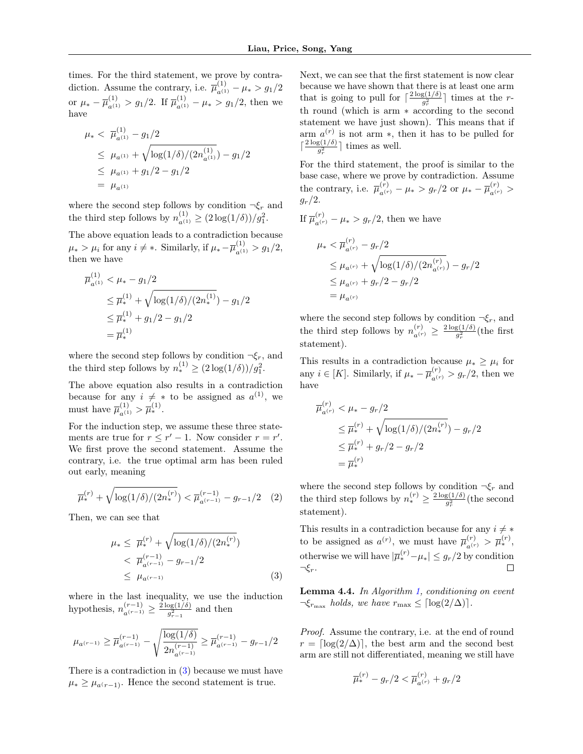times. For the third statement, we prove by contradiction. Assume the contrary, i.e. $\overline{\mu}^{(1)}_{a^{(1)}} - \mu_* > g_1/2$ or $\mu_* - \overline{\mu}^{(1)}_{a^{(1)}} > g_1/2$. If $\overline{\mu}^{(1)}_{a^{(1)}} - \mu_* > g_1/2$, then we have

$$
\begin{aligned}
\mu_* <&\ \overline{\mu}^{(1)}_{a^{(1)}} - g_1/2 \\
\leq&\ \mu_{a^{(1)}} + \sqrt{\log(1/\delta)/(2n^{(1)}_{a^{(1)}})} - g_1/2 \\
\leq&\ \mu_{a^{(1)}} + g_1/2 - g_1/2 \\
=&\ \mu_{a^{(1)}}
\end{aligned}
$$

where the second step follows by condition $\neg\xi_r$ and the third step follows by $n^{(1)}_{a^{(1)}} \geq (2\log(1/\delta))/g_1^2$.

The above equation leads to a contradiction because $\mu_* > \mu_i$ for any $i \neq *$. Similarly, if $\mu_* - \overline{\mu}^{(1)}_{a^{(1)}} > g_1/2$, then we have

$$
\begin{aligned}
\overline{\mu}^{(1)}_{a^{(1)}} &< \mu_* - g_1/2 \\
&\leq \overline{\mu}^{(1)}_* + \sqrt{\log(1/\delta)/(2n^{(1)}_*)} - g_1/2 \\
&\leq \overline{\mu}^{(1)}_* + g_1/2 - g_1/2 \\
&= \overline{\mu}^{(1)}_*
\end{aligned}
$$

where the second step follows by condition $\neg\xi_r$, and the third step follows by $n^{(1)}_* \geq (2\log(1/\delta))/g_1^2$.

The above equation also results in a contradiction because for any $i \neq *$ to be assigned as $a^{(1)}$, we must have $\overline{\mu}^{(1)}_{a^{(1)}} > \overline{\mu}^{(1)}_*$.

For the induction step, we assume these three statements are true for $r \leq r' - 1$. Now consider $r = r'$. We first prove the second statement. Assume the contrary, i.e. the true optimal arm has been ruled out early, meaning

$$
\overline{\mu}^{(r)}_* + \sqrt{\log(1/\delta)/(2n^{(r)}_*)} < \overline{\mu}^{(r-1)}_{a^{(r-1)}} - g_{r-1}/2 \quad (2)
$$

Then, we can see that

$$
\begin{aligned}
\mu_* \leq&\ \overline{\mu}^{(r)}_* + \sqrt{\log(1/\delta)/(2n^{(r)}_*)} \\
<&\ \overline{\mu}^{(r-1)}_{a^{(r-1)}} - g_{r-1}/2 \\
\leq&\ \mu_{a^{(r-1)}}
\end{aligned}
\quad (3)
$$

where in the last inequality, we use the induction hypothesis, $n^{(r-1)}_{a^{(r-1)}} \geq \frac{2\log(1/\delta)}{g_{r-1}^2}$ and then

$$
\mu_{a^{(r-1)}} \geq \overline{\mu}^{(r-1)}_{a^{(r-1)}} - \sqrt{\frac{\log(1/\delta)}{2n^{(r-1)}_{a^{(r-1)}}}} \geq \overline{\mu}^{(r-1)}_{a^{(r-1)}} - g_{r-1}/2
$$

There is a contradiction in (3) because we must have $\mu_* \geq \mu_{a^{(r-1)}}$. Hence the second statement is true.

Next, we can see that the first statement is now clear because we have shown that there is at least one arm that is going to pull for $\lceil \frac{2\log(1/\delta)}{g_r^2} \rceil$ times at the $r$-th round (which is arm $*$ according to the second statement we have just shown). This means that if arm $a^{(r)}$ is not arm $*$, then it has to be pulled for $\lceil \frac{2\log(1/\delta)}{g_r^2} \rceil$ times as well.

For the third statement, the proof is similar to the base case, where we prove by contradiction. Assume the contrary, i.e. $\overline{\mu}^{(r)}_{a^{(r)}} - \mu_* > g_r/2$ or $\mu_* - \overline{\mu}^{(r)}_{a^{(r)}} > g_r/2$.

If $\overline{\mu}^{(r)}_{a^{(r)}} - \mu_* > g_r/2$, then we have

$$
\begin{aligned}
\mu_* &< \overline{\mu}^{(r)}_{a^{(r)}} - g_r/2 \\
&\leq \mu_{a^{(r)}} + \sqrt{\log(1/\delta)/(2n^{(r)}_{a^{(r)}})} - g_r/2 \\
&\leq \mu_{a^{(r)}} + g_r/2 - g_r/2 \\
&= \mu_{a^{(r)}}
\end{aligned}
$$

where the second step follows by condition $\neg\xi_r$, and the third step follows by $n^{(r)}_{a^{(r)}} \geq \frac{2\log(1/\delta)}{g_r^2}$(the first statement).

This results in a contradiction because $\mu_* \geq \mu_i$ for any $i \in [K]$. Similarly, if $\mu_* - \overline{\mu}^{(r)}_{a^{(r)}} > g_r/2$, then we have

$$
\begin{aligned}
\overline{\mu}^{(r)}_{a^{(r)}} &< \mu_* - g_r/2 \\
&\leq \overline{\mu}^{(r)}_* + \sqrt{\log(1/\delta)/(2n^{(r)}_*)} - g_r/2 \\
&\leq \overline{\mu}^{(r)}_* + g_r/2 - g_r/2 \\
&= \overline{\mu}^{(r)}_*
\end{aligned}
$$

where the second step follows by condition $\neg\xi_r$ and the third step follows by $n^{(r)}_* \geq \frac{2\log(1/\delta)}{g_r^2}$(the second statement).

This results in a contradiction because for any $i \neq *$ to be assigned as $a^{(r)}$, we must have $\overline{\mu}^{(r)}_{a^{(r)}} > \overline{\mu}^{(r)}_*$, otherwise we will have $|\overline{\mu}^{(r)}_* - \mu_*| \leq g_r/2$ by condition $\neg\xi_r$. ◻

**Lemma 4.4.** *In Algorithm 1, conditioning on event $\neg\xi_{r_{\max}}$ holds, we have $r_{\max} \leq \lceil \log(2/\Delta) \rceil$.*

*Proof.* Assume the contrary, i.e. at the end of round $r = \lceil \log(2/\Delta) \rceil$, the best arm and the second best arm are still not differentiated, meaning we still have

$$
\overline{\mu}^{(r)}_* - g_r/2 < \overline{\mu}^{(r)}_{a^{(r)}} + g_r/2
$$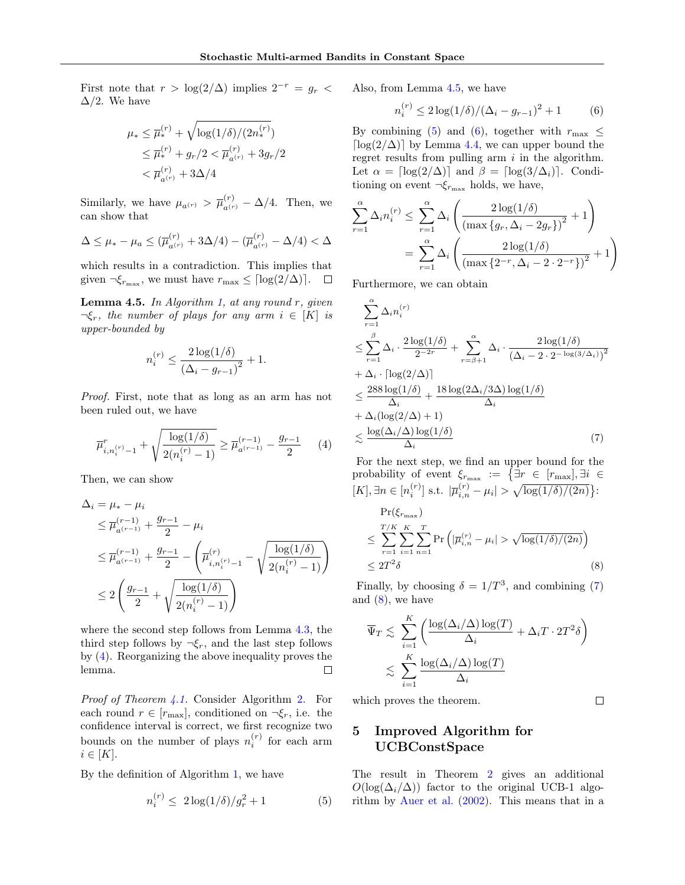First note that $r > \log(2/\Delta)$ implies $2^{-r} = g_r < \Delta/2$. We have

$$\mu_* \le \overline{\mu}_*^{(r)} + \sqrt{\log(1/\delta)/(2n_*^{(r)})}$$
$$\le \overline{\mu}_*^{(r)} + g_r/2 < \overline{\mu}_{a^{(r)}}^{(r)} + 3g_r/2$$
$$< \overline{\mu}_{a^{(r)}}^{(r)} + 3\Delta/4$$

Similarly, we have $\mu_{a^{(r)}} > \overline{\mu}_{a^{(r)}}^{(r)} - \Delta/4$. Then, we can show that

$$\Delta \le \mu_* - \mu_a \le (\overline{\mu}_{a^{(r)}}^{(r)} + 3\Delta/4) - (\overline{\mu}_{a^{(r)}}^{(r)} - \Delta/4) < \Delta$$

which results in a contradiction. This implies that given $\neg\xi_{r_{\max}}$, we must have $r_{\max} \le \lceil \log(2/\Delta) \rceil$. □

**Lemma 4.5.** *In Algorithm 1, at any round $r$, given $\neg\xi_r$, the number of plays for any arm $i \in [K]$ is upper-bounded by*

$$n_i^{(r)} \le \frac{2\log(1/\delta)}{(\Delta_i - g_{r-1})^2} + 1.$$

*Proof.* First, note that as long as an arm has not been ruled out, we have

$$\overline{\mu}^r_{i,n_i^{(r)}-1} + \sqrt{\frac{\log(1/\delta)}{2(n_i^{(r)}-1)}} \ge \overline{\mu}_{a^{(r-1)}}^{(r-1)} - \frac{g_{r-1}}{2} \tag{4}$$

Then, we can show

$$\Delta_i = \mu_* - \mu_i$$
$$\le \overline{\mu}_{a^{(r-1)}}^{(r-1)} + \frac{g_{r-1}}{2} - \mu_i$$
$$\le \overline{\mu}_{a^{(r-1)}}^{(r-1)} + \frac{g_{r-1}}{2} - \left(\overline{\mu}^{(r)}_{i,n_i^{(r)}-1} - \sqrt{\frac{\log(1/\delta)}{2(n_i^{(r)}-1)}}\right)$$
$$\le 2\left(\frac{g_{r-1}}{2} + \sqrt{\frac{\log(1/\delta)}{2(n_i^{(r)}-1)}}\right)$$

where the second step follows from Lemma 4.3, the third step follows by $\neg\xi_r$, and the last step follows by (4). Reorganizing the above inequality proves the lemma. □

*Proof of Theorem 4.1.* Consider Algorithm 2. For each round $r \in [r_{\max}]$, conditioned on $\neg\xi_r$, i.e. the confidence interval is correct, we first recognize two bounds on the number of plays $n_i^{(r)}$ for each arm $i \in [K]$.

By the definition of Algorithm 1, we have

$$n_i^{(r)} \le \ 2\log(1/\delta)/g_r^2 + 1 \tag{5}$$

Also, from Lemma 4.5, we have

$$n_i^{(r)} \le 2\log(1/\delta)/(\Delta_i - g_{r-1})^2 + 1 \tag{6}$$

By combining (5) and (6), together with $r_{\max} \le \lceil \log(2/\Delta) \rceil$ by Lemma 4.4, we can upper bound the regret results from pulling arm $i$ in the algorithm. Let $\alpha = \lceil \log(2/\Delta) \rceil$ and $\beta = \lceil \log(3/\Delta_i) \rceil$. Conditioning on event $\neg\xi_{r_{\max}}$ holds, we have,

$$\sum_{r=1}^{\alpha} \Delta_i n_i^{(r)} \le \sum_{r=1}^{\alpha} \Delta_i \left(\frac{2\log(1/\delta)}{(\max\{g_r, \Delta_i - 2g_r\})^2} + 1\right)$$
$$= \sum_{r=1}^{\alpha} \Delta_i \left(\frac{2\log(1/\delta)}{(\max\{2^{-r}, \Delta_i - 2\cdot 2^{-r}\})^2} + 1\right)$$

Furthermore, we can obtain

$$\sum_{r=1}^{\alpha} \Delta_i n_i^{(r)}$$
$$\le \sum_{r=1}^{\beta} \Delta_i \cdot \frac{2\log(1/\delta)}{2^{-2r}} + \sum_{r=\beta+1}^{\alpha} \Delta_i \cdot \frac{2\log(1/\delta)}{(\Delta_i - 2\cdot 2^{-\log(3/\Delta_i)})^2}$$
$$+ \Delta_i \cdot \lceil \log(2/\Delta) \rceil$$
$$\le \frac{288\log(1/\delta)}{\Delta_i} + \frac{18\log(2\Delta_i/3\Delta)\log(1/\delta)}{\Delta_i}$$
$$+ \Delta_i(\log(2/\Delta) + 1)$$
$$\lesssim \frac{\log(\Delta_i/\Delta)\log(1/\delta)}{\Delta_i} \tag{7}$$

For the next step, we find an upper bound for the probability of event $\xi_{r_{\max}} := \{\exists r \in [r_{\max}], \exists i \in [K], \exists n \in [n_i^{(r)}] \text{ s.t. } |\overline{\mu}_{i,n}^{(r)} - \mu_i| > \sqrt{\log(1/\delta)/(2n)}\}$:

$$\Pr(\xi_{r_{\max}})$$
$$\le \sum_{r=1}^{T/K}\sum_{i=1}^{K}\sum_{n=1}^{T} \Pr\left(|\overline{\mu}_{i,n}^{(r)} - \mu_i| > \sqrt{\log(1/\delta)/(2n)}\right)$$
$$\le 2T^2\delta \tag{8}$$

Finally, by choosing $\delta = 1/T^3$, and combining (7) and (8), we have

$$\overline{\Psi}_T \lesssim \sum_{i=1}^{K}\left(\frac{\log(\Delta_i/\Delta)\log(T)}{\Delta_i} + \Delta_i T \cdot 2T^2\delta\right)$$
$$\lesssim \sum_{i=1}^{K} \frac{\log(\Delta_i/\Delta)\log(T)}{\Delta_i}$$

which proves the theorem. □

## 5 Improved Algorithm for UCBConstSpace

The result in Theorem 2 gives an additional $O(\log(\Delta_i/\Delta))$ factor to the original UCB-1 algorithm by Auer et al. (2002). This means that in a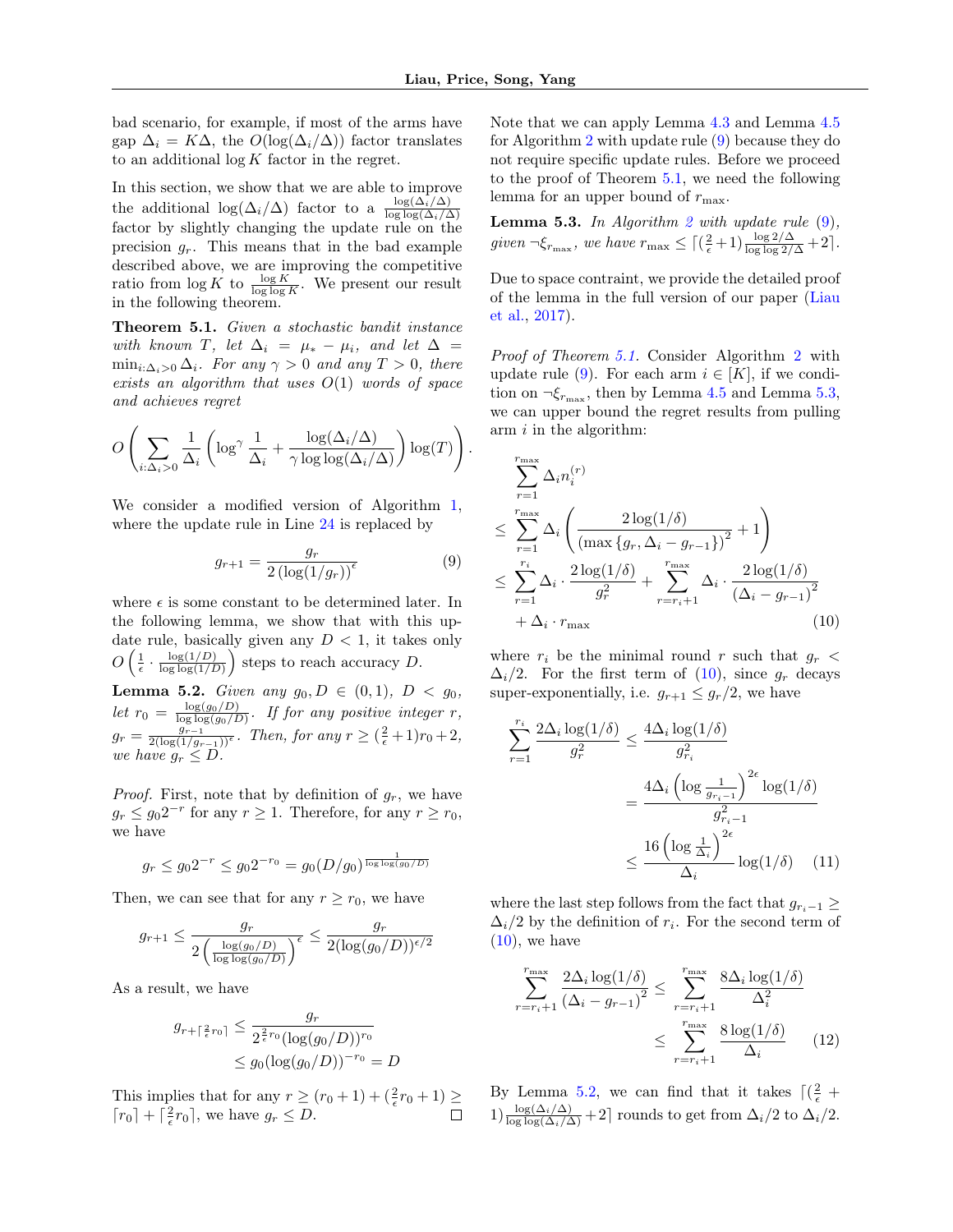bad scenario, for example, if most of the arms have gap $\Delta_i = K\Delta$, the $O(\log(\Delta_i/\Delta))$ factor translates to an additional $\log K$ factor in the regret.

In this section, we show that we are able to improve the additional $\log(\Delta_i/\Delta)$ factor to a $\frac{\log(\Delta_i/\Delta)}{\log\log(\Delta_i/\Delta)}$ factor by slightly changing the update rule on the precision $g_r$. This means that in the bad example described above, we are improving the competitive ratio from $\log K$ to $\frac{\log K}{\log\log K}$. We present our result in the following theorem.

**Theorem 5.1.** *Given a stochastic bandit instance with known $T$, let $\Delta_i = \mu_* - \mu_i$, and let $\Delta = \min_{i:\Delta_i>0} \Delta_i$. For any $\gamma > 0$ and any $T > 0$, there exists an algorithm that uses $O(1)$ words of space and achieves regret*

$$O\left(\sum_{i:\Delta_i>0} \frac{1}{\Delta_i}\left(\log^\gamma \frac{1}{\Delta_i} + \frac{\log(\Delta_i/\Delta)}{\gamma\log\log(\Delta_i/\Delta)}\right)\log(T)\right).$$

We consider a modified version of Algorithm 1, where the update rule in Line 24 is replaced by

$$g_{r+1} = \frac{g_r}{2\left(\log(1/g_r)\right)^\epsilon} \tag{9}$$

where $\epsilon$ is some constant to be determined later. In the following lemma, we show that with this update rule, basically given any $D < 1$, it takes only $O\left(\frac{1}{\epsilon}\cdot\frac{\log(1/D)}{\log\log(1/D)}\right)$ steps to reach accuracy $D$.

**Lemma 5.2.** *Given any $g_0, D \in (0,1)$, $D < g_0$, let $r_0 = \frac{\log(g_0/D)}{\log\log(g_0/D)}$. If for any positive integer $r$, $g_r = \frac{g_{r-1}}{2(\log(1/g_{r-1}))^\epsilon}$. Then, for any $r \geq (\frac{2}{\epsilon}+1)r_0 + 2$, we have $g_r \leq D$.*

*Proof.* First, note that by definition of $g_r$, we have $g_r \leq g_0 2^{-r}$ for any $r \geq 1$. Therefore, for any $r \geq r_0$, we have

$$g_r \leq g_0 2^{-r} \leq g_0 2^{-r_0} = g_0(D/g_0)^{\frac{1}{\log\log(g_0/D)}}$$

Then, we can see that for any $r \geq r_0$, we have

$$g_{r+1} \leq \frac{g_r}{2\left(\frac{\log(g_0/D)}{\log\log(g_0/D)}\right)^\epsilon} \leq \frac{g_r}{2(\log(g_0/D))^{\epsilon/2}}$$

As a result, we have

$$\begin{aligned}
g_{r+\lceil\frac{2}{\epsilon}r_0\rceil} &\leq \frac{g_r}{2^{\frac{2}{\epsilon}r_0}(\log(g_0/D))^{r_0}} \\
&\leq g_0(\log(g_0/D))^{-r_0} = D
\end{aligned}$$

This implies that for any $r \geq (r_0+1) + (\frac{2}{\epsilon}r_0 + 1) \geq \lceil r_0 \rceil + \lceil \frac{2}{\epsilon}r_0 \rceil$, we have $g_r \leq D$. $\square$

Note that we can apply Lemma 4.3 and Lemma 4.5 for Algorithm 2 with update rule (9) because they do not require specific update rules. Before we proceed to the proof of Theorem 5.1, we need the following lemma for an upper bound of $r_{\max}$.

**Lemma 5.3.** *In Algorithm 2 with update rule (9), given $\neg\xi_{r_{\max}}$, we have $r_{\max} \leq \lceil (\frac{2}{\epsilon}+1)\frac{\log 2/\Delta}{\log\log 2/\Delta} + 2\rceil$.*

Due to space contraint, we provide the detailed proof of the lemma in the full version of our paper (Liau et al., 2017).

*Proof of Theorem 5.1.* Consider Algorithm 2 with update rule (9). For each arm $i \in [K]$, if we condition on $\neg\xi_{r_{\max}}$, then by Lemma 4.5 and Lemma 5.3, we can upper bound the regret results from pulling arm $i$ in the algorithm:

$$\begin{aligned}
&\sum_{r=1}^{r_{\max}} \Delta_i n_i^{(r)} \\
&\leq \sum_{r=1}^{r_{\max}} \Delta_i \left(\frac{2\log(1/\delta)}{\left(\max\{g_r, \Delta_i - g_{r-1}\}\right)^2} + 1\right) \\
&\leq \sum_{r=1}^{r_i} \Delta_i \cdot \frac{2\log(1/\delta)}{g_r^2} + \sum_{r=r_i+1}^{r_{\max}} \Delta_i \cdot \frac{2\log(1/\delta)}{\left(\Delta_i - g_{r-1}\right)^2} \\
&\quad + \Delta_i \cdot r_{\max}
\end{aligned} \tag{10}$$

where $r_i$ be the minimal round $r$ such that $g_r < \Delta_i/2$. For the first term of (10), since $g_r$ decays super-exponentially, i.e. $g_{r+1} \leq g_r/2$, we have

$$\begin{aligned}
\sum_{r=1}^{r_i} \frac{2\Delta_i \log(1/\delta)}{g_r^2} &\leq \frac{4\Delta_i \log(1/\delta)}{g_{r_i}^2} \\
&= \frac{4\Delta_i\left(\log\frac{1}{g_{r_i-1}}\right)^{2\epsilon}\log(1/\delta)}{g_{r_i-1}^2} \\
&\leq \frac{16\left(\log\frac{1}{\Delta_i}\right)^{2\epsilon}}{\Delta_i}\log(1/\delta)
\end{aligned} \tag{11}$$

where the last step follows from the fact that $g_{r_i-1} \geq \Delta_i/2$ by the definition of $r_i$. For the second term of (10), we have

$$\begin{aligned}
\sum_{r=r_i+1}^{r_{\max}} \frac{2\Delta_i\log(1/\delta)}{\left(\Delta_i - g_{r-1}\right)^2} &\leq \sum_{r=r_i+1}^{r_{\max}} \frac{8\Delta_i\log(1/\delta)}{\Delta_i^2} \\
&\leq \sum_{r=r_i+1}^{r_{\max}} \frac{8\log(1/\delta)}{\Delta_i}
\end{aligned} \tag{12}$$

By Lemma 5.2, we can find that it takes $\lceil(\frac{2}{\epsilon}+1)\frac{\log(\Delta_i/\Delta)}{\log\log(\Delta_i/\Delta)} + 2\rceil$ rounds to get from $\Delta_i/2$ to $\Delta_i/2$.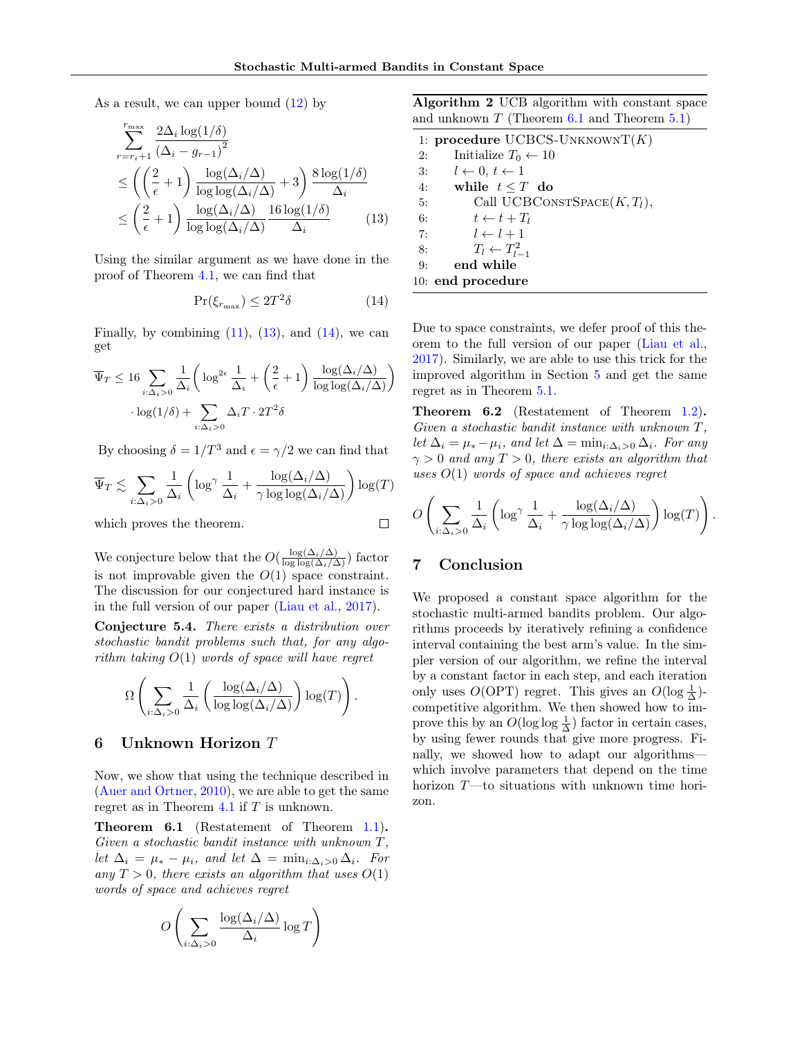As a result, we can upper bound (12) by

$$
\begin{aligned}
&\sum_{r=r_i+1}^{r_{\max}} \frac{2\Delta_i \log(1/\delta)}{(\Delta_i - g_{r-1})^2} \\
&\leq \left( \left( \frac{2}{\epsilon} + 1 \right) \frac{\log(\Delta_i/\Delta)}{\log\log(\Delta_i/\Delta)} + 3 \right) \frac{8\log(1/\delta)}{\Delta_i} \\
&\leq \left( \frac{2}{\epsilon} + 1 \right) \frac{\log(\Delta_i/\Delta)}{\log\log(\Delta_i/\Delta)} \frac{16\log(1/\delta)}{\Delta_i} \qquad (13)
\end{aligned}
$$

Using the similar argument as we have done in the proof of Theorem 4.1, we can find that

$$
\Pr(\xi_{r_{\max}}) \leq 2T^2\delta \qquad (14)
$$

Finally, by combining (11), (13), and (14), we can get

$$
\begin{aligned}
\overline{\Psi}_T \leq 16 &\sum_{i:\Delta_i>0} \frac{1}{\Delta_i} \left( \log^{2\epsilon} \frac{1}{\Delta_i} + \left( \frac{2}{\epsilon} + 1 \right) \frac{\log(\Delta_i/\Delta)}{\log\log(\Delta_i/\Delta)} \right) \\
&\cdot \log(1/\delta) + \sum_{i:\Delta_i>0} \Delta_i T \cdot 2T^2\delta
\end{aligned}
$$

By choosing $\delta = 1/T^3$ and $\epsilon = \gamma/2$ we can find that

$$
\overline{\Psi}_T \lesssim \sum_{i:\Delta_i>0} \frac{1}{\Delta_i} \left( \log^{\gamma} \frac{1}{\Delta_i} + \frac{\log(\Delta_i/\Delta)}{\gamma \log\log(\Delta_i/\Delta)} \right) \log(T)
$$

which proves the theorem. □

We conjecture below that the $O(\frac{\log(\Delta_i/\Delta)}{\log\log(\Delta_i/\Delta)})$ factor is not improvable given the $O(1)$ space constraint. The discussion for our conjectured hard instance is in the full version of our paper (Liau et al., 2017).

**Conjecture 5.4.** *There exists a distribution over stochastic bandit problems such that, for any algorithm taking $O(1)$ words of space will have regret*

$$
\Omega\left( \sum_{i:\Delta_i>0} \frac{1}{\Delta_i} \left( \frac{\log(\Delta_i/\Delta)}{\log\log(\Delta_i/\Delta)} \right) \log(T) \right).
$$

## 6 Unknown Horizon $T$

Now, we show that using the technique described in (Auer and Ortner, 2010), we are able to get the same regret as in Theorem 4.1 if $T$ is unknown.

**Theorem 6.1** (Restatement of Theorem 1.1)**.** *Given a stochastic bandit instance with unknown $T$, let $\Delta_i = \mu_* - \mu_i$, and let $\Delta = \min_{i:\Delta_i>0} \Delta_i$. For any $T > 0$, there exists an algorithm that uses $O(1)$ words of space and achieves regret*

$$
O\left( \sum_{i:\Delta_i>0} \frac{\log(\Delta_i/\Delta)}{\Delta_i} \log T \right)
$$

**Algorithm 2** UCB algorithm with constant space and unknown $T$ (Theorem 6.1 and Theorem 5.1)

```
1: procedure UCBCS-UNKNOWNT(K)
2:     Initialize T_0 ← 10
3:     l ← 0, t ← 1
4:     while t ≤ T do
5:         Call UCBCONSTSPACE(K, T_l),
6:         t ← t + T_l
7:         l ← l + 1
8:         T_l ← T_{l-1}^2
9:     end while
10: end procedure
```

Due to space constraints, we defer proof of this theorem to the full version of our paper (Liau et al., 2017). Similarly, we are able to use this trick for the improved algorithm in Section 5 and get the same regret as in Theorem 5.1.

**Theorem 6.2** (Restatement of Theorem 1.2)**.** *Given a stochastic bandit instance with unknown $T$, let $\Delta_i = \mu_* - \mu_i$, and let $\Delta = \min_{i:\Delta_i>0} \Delta_i$. For any $\gamma > 0$ and any $T > 0$, there exists an algorithm that uses $O(1)$ words of space and achieves regret*

$$
O\left( \sum_{i:\Delta_i>0} \frac{1}{\Delta_i} \left( \log^{\gamma} \frac{1}{\Delta_i} + \frac{\log(\Delta_i/\Delta)}{\gamma \log\log(\Delta_i/\Delta)} \right) \log(T) \right).
$$

## 7 Conclusion

We proposed a constant space algorithm for the stochastic multi-armed bandits problem. Our algorithms proceeds by iteratively refining a confidence interval containing the best arm's value. In the simpler version of our algorithm, we refine the interval by a constant factor in each step, and each iteration only uses $O(\mathrm{OPT})$ regret. This gives an $O(\log \frac{1}{\Delta})$-competitive algorithm. We then showed how to improve this by an $O(\log\log \frac{1}{\Delta})$ factor in certain cases, by using fewer rounds that give more progress. Finally, we showed how to adapt our algorithms—which involve parameters that depend on the time horizon $T$—to situations with unknown time horizon.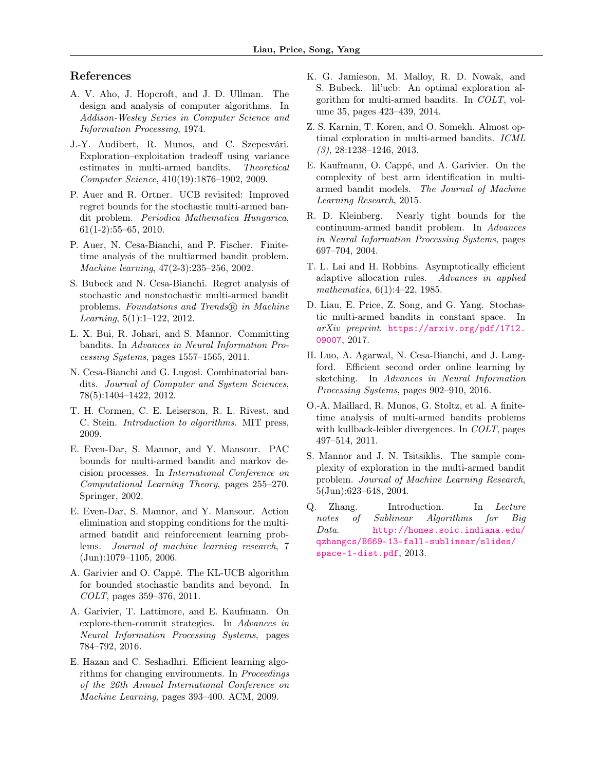## References

A. V. Aho, J. Hopcroft, and J. D. Ullman. The design and analysis of computer algorithms. In *Addison-Wesley Series in Computer Science and Information Processing*, 1974.

J.-Y. Audibert, R. Munos, and C. Szepesvári. Exploration–exploitation tradeoff using variance estimates in multi-armed bandits. *Theoretical Computer Science*, 410(19):1876–1902, 2009.

P. Auer and R. Ortner. UCB revisited: Improved regret bounds for the stochastic multi-armed bandit problem. *Periodica Mathematica Hungarica*, 61(1-2):55–65, 2010.

P. Auer, N. Cesa-Bianchi, and P. Fischer. Finite-time analysis of the multiarmed bandit problem. *Machine learning*, 47(2-3):235–256, 2002.

S. Bubeck and N. Cesa-Bianchi. Regret analysis of stochastic and nonstochastic multi-armed bandit problems. *Foundations and Trends® in Machine Learning*, 5(1):1–122, 2012.

L. X. Bui, R. Johari, and S. Mannor. Committing bandits. In *Advances in Neural Information Processing Systems*, pages 1557–1565, 2011.

N. Cesa-Bianchi and G. Lugosi. Combinatorial bandits. *Journal of Computer and System Sciences*, 78(5):1404–1422, 2012.

T. H. Cormen, C. E. Leiserson, R. L. Rivest, and C. Stein. *Introduction to algorithms*. MIT press, 2009.

E. Even-Dar, S. Mannor, and Y. Mansour. PAC bounds for multi-armed bandit and markov decision processes. In *International Conference on Computational Learning Theory*, pages 255–270. Springer, 2002.

E. Even-Dar, S. Mannor, and Y. Mansour. Action elimination and stopping conditions for the multi-armed bandit and reinforcement learning problems. *Journal of machine learning research*, 7 (Jun):1079–1105, 2006.

A. Garivier and O. Cappé. The KL-UCB algorithm for bounded stochastic bandits and beyond. In *COLT*, pages 359–376, 2011.

A. Garivier, T. Lattimore, and E. Kaufmann. On explore-then-commit strategies. In *Advances in Neural Information Processing Systems*, pages 784–792, 2016.

E. Hazan and C. Seshadhri. Efficient learning algorithms for changing environments. In *Proceedings of the 26th Annual International Conference on Machine Learning*, pages 393–400. ACM, 2009.

K. G. Jamieson, M. Malloy, R. D. Nowak, and S. Bubeck. lil'ucb: An optimal exploration algorithm for multi-armed bandits. In *COLT*, volume 35, pages 423–439, 2014.

Z. S. Karnin, T. Koren, and O. Somekh. Almost optimal exploration in multi-armed bandits. *ICML (3)*, 28:1238–1246, 2013.

E. Kaufmann, O. Cappé, and A. Garivier. On the complexity of best arm identification in multi-armed bandit models. *The Journal of Machine Learning Research*, 2015.

R. D. Kleinberg. Nearly tight bounds for the continuum-armed bandit problem. In *Advances in Neural Information Processing Systems*, pages 697–704, 2004.

T. L. Lai and H. Robbins. Asymptotically efficient adaptive allocation rules. *Advances in applied mathematics*, 6(1):4–22, 1985.

D. Liau, E. Price, Z. Song, and G. Yang. Stochastic multi-armed bandits in constant space. In *arXiv preprint*. https://arxiv.org/pdf/1712.09007, 2017.

H. Luo, A. Agarwal, N. Cesa-Bianchi, and J. Langford. Efficient second order online learning by sketching. In *Advances in Neural Information Processing Systems*, pages 902–910, 2016.

O.-A. Maillard, R. Munos, G. Stoltz, et al. A finite-time analysis of multi-armed bandits problems with kullback-leibler divergences. In *COLT*, pages 497–514, 2011.

S. Mannor and J. N. Tsitsiklis. The sample complexity of exploration in the multi-armed bandit problem. *Journal of Machine Learning Research*, 5(Jun):623–648, 2004.

Q. Zhang. Introduction. In *Lecture notes of Sublinear Algorithms for Big Data*. http://homes.soic.indiana.edu/qzhangcs/B669-13-fall-sublinear/slides/space-1-dist.pdf, 2013.